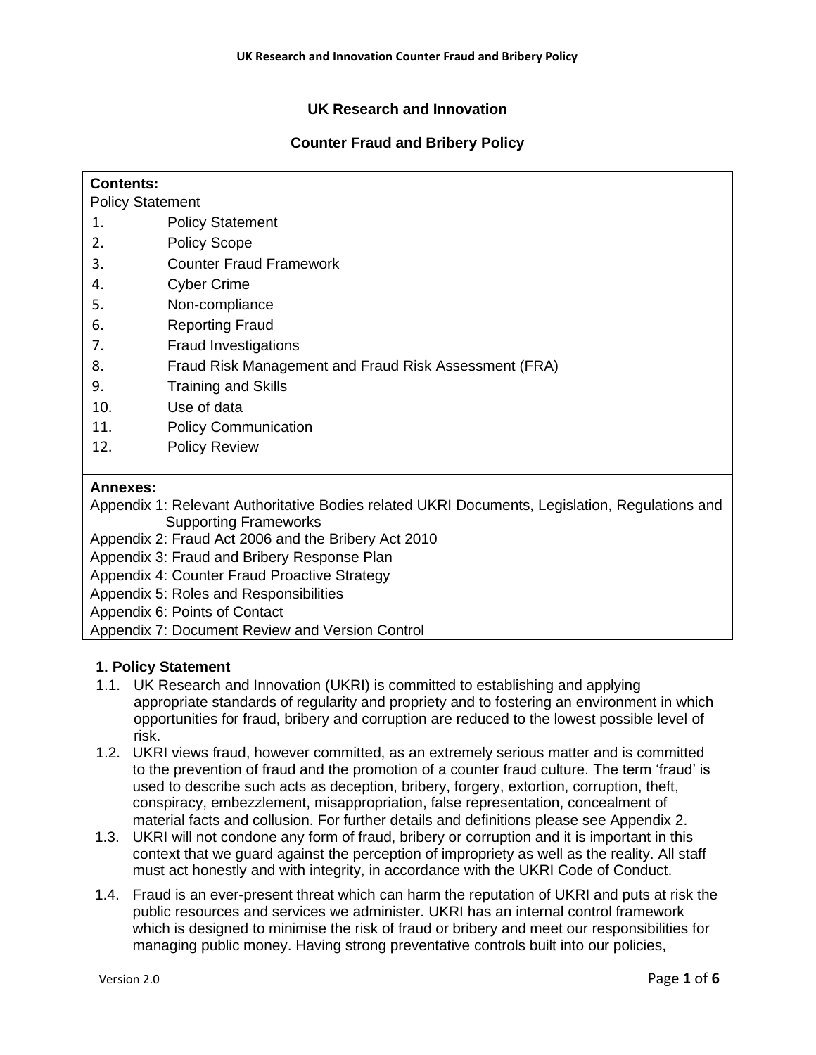# UK Research and Innovation

## Counter Fraud and Bribery Policy

**Contents:**

Policy Statement

1. Policy Statement
2. Policy Scope
3. Counter Fraud Framework
4. Cyber Crime
5. Non-compliance
6. Reporting Fraud
7. Fraud Investigations
8. Fraud Risk Management and Fraud Risk Assessment (FRA)
9. Training and Skills
10. Use of data
11. Policy Communication
12. Policy Review

**Annexes:**

Appendix 1: Relevant Authoritative Bodies related UKRI Documents, Legislation, Regulations and Supporting Frameworks
Appendix 2: Fraud Act 2006 and the Bribery Act 2010
Appendix 3: Fraud and Bribery Response Plan
Appendix 4: Counter Fraud Proactive Strategy
Appendix 5: Roles and Responsibilities
Appendix 6: Points of Contact
Appendix 7: Document Review and Version Control

### 1. Policy Statement

1.1. UK Research and Innovation (UKRI) is committed to establishing and applying appropriate standards of regularity and propriety and to fostering an environment in which opportunities for fraud, bribery and corruption are reduced to the lowest possible level of risk.

1.2. UKRI views fraud, however committed, as an extremely serious matter and is committed to the prevention of fraud and the promotion of a counter fraud culture. The term 'fraud' is used to describe such acts as deception, bribery, forgery, extortion, corruption, theft, conspiracy, embezzlement, misappropriation, false representation, concealment of material facts and collusion. For further details and definitions please see Appendix 2.

1.3. UKRI will not condone any form of fraud, bribery or corruption and it is important in this context that we guard against the perception of impropriety as well as the reality. All staff must act honestly and with integrity, in accordance with the UKRI Code of Conduct.

1.4. Fraud is an ever-present threat which can harm the reputation of UKRI and puts at risk the public resources and services we administer. UKRI has an internal control framework which is designed to minimise the risk of fraud or bribery and meet our responsibilities for managing public money. Having strong preventative controls built into our policies,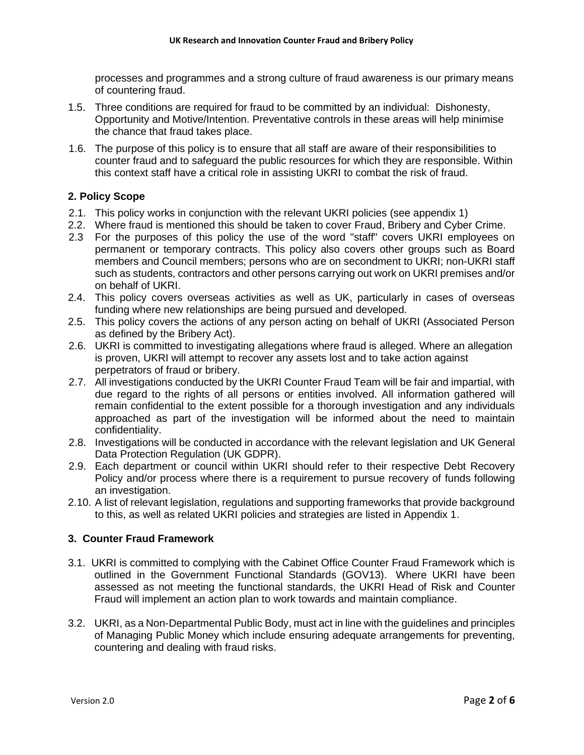processes and programmes and a strong culture of fraud awareness is our primary means of countering fraud.

1.5. Three conditions are required for fraud to be committed by an individual: Dishonesty, Opportunity and Motive/Intention. Preventative controls in these areas will help minimise the chance that fraud takes place.

1.6. The purpose of this policy is to ensure that all staff are aware of their responsibilities to counter fraud and to safeguard the public resources for which they are responsible. Within this context staff have a critical role in assisting UKRI to combat the risk of fraud.

## 2. Policy Scope

2.1. This policy works in conjunction with the relevant UKRI policies (see appendix 1)

2.2. Where fraud is mentioned this should be taken to cover Fraud, Bribery and Cyber Crime.

2.3 For the purposes of this policy the use of the word "staff" covers UKRI employees on permanent or temporary contracts. This policy also covers other groups such as Board members and Council members; persons who are on secondment to UKRI; non-UKRI staff such as students, contractors and other persons carrying out work on UKRI premises and/or on behalf of UKRI.

2.4. This policy covers overseas activities as well as UK, particularly in cases of overseas funding where new relationships are being pursued and developed.

2.5. This policy covers the actions of any person acting on behalf of UKRI (Associated Person as defined by the Bribery Act).

2.6. UKRI is committed to investigating allegations where fraud is alleged. Where an allegation is proven, UKRI will attempt to recover any assets lost and to take action against perpetrators of fraud or bribery.

2.7. All investigations conducted by the UKRI Counter Fraud Team will be fair and impartial, with due regard to the rights of all persons or entities involved. All information gathered will remain confidential to the extent possible for a thorough investigation and any individuals approached as part of the investigation will be informed about the need to maintain confidentiality.

2.8. Investigations will be conducted in accordance with the relevant legislation and UK General Data Protection Regulation (UK GDPR).

2.9. Each department or council within UKRI should refer to their respective Debt Recovery Policy and/or process where there is a requirement to pursue recovery of funds following an investigation.

2.10. A list of relevant legislation, regulations and supporting frameworks that provide background to this, as well as related UKRI policies and strategies are listed in Appendix 1.

## 3. Counter Fraud Framework

3.1. UKRI is committed to complying with the Cabinet Office Counter Fraud Framework which is outlined in the Government Functional Standards (GOV13). Where UKRI have been assessed as not meeting the functional standards, the UKRI Head of Risk and Counter Fraud will implement an action plan to work towards and maintain compliance.

3.2. UKRI, as a Non-Departmental Public Body, must act in line with the guidelines and principles of Managing Public Money which include ensuring adequate arrangements for preventing, countering and dealing with fraud risks.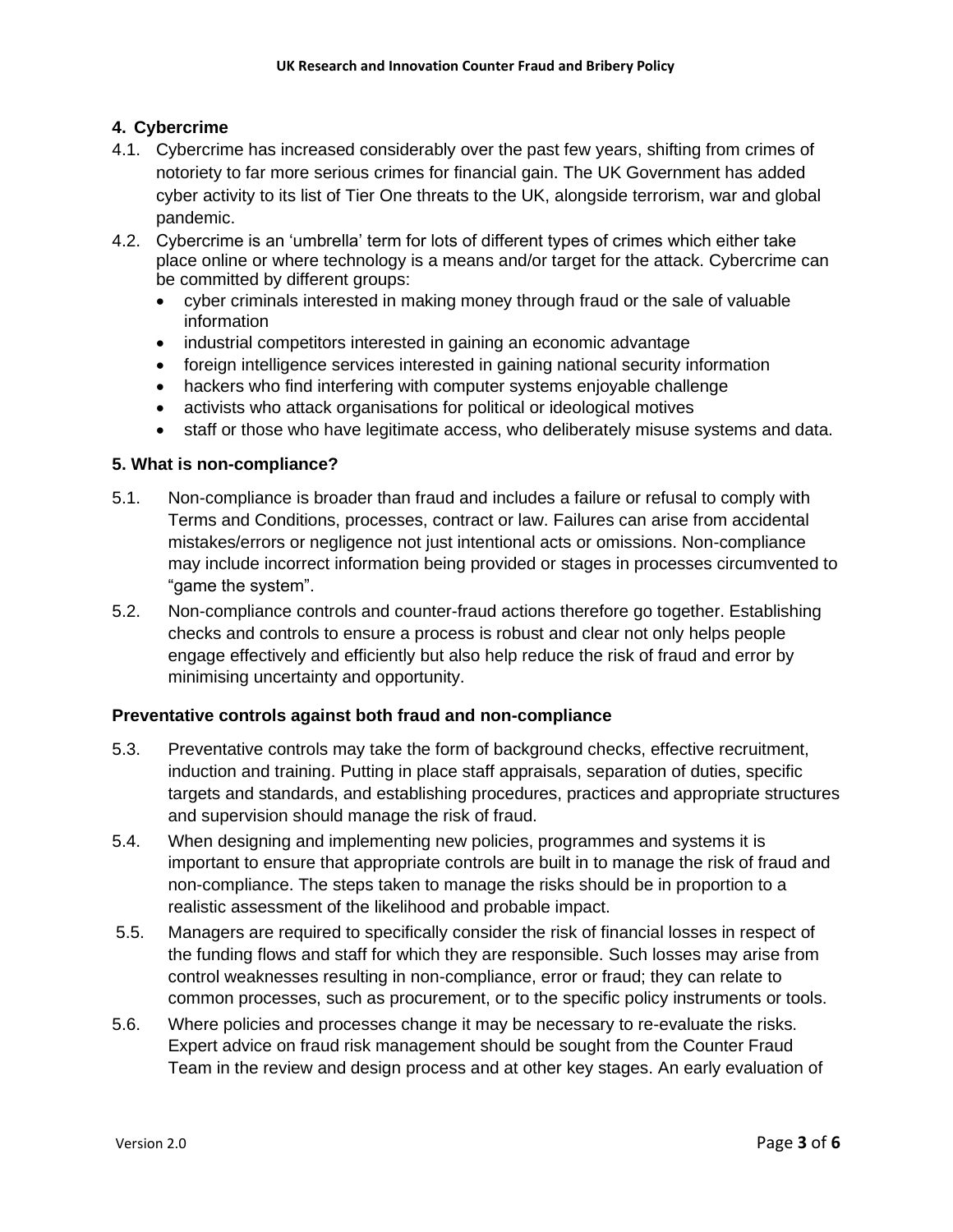## 4. Cybercrime

4.1. Cybercrime has increased considerably over the past few years, shifting from crimes of notoriety to far more serious crimes for financial gain. The UK Government has added cyber activity to its list of Tier One threats to the UK, alongside terrorism, war and global pandemic.

4.2. Cybercrime is an 'umbrella' term for lots of different types of crimes which either take place online or where technology is a means and/or target for the attack. Cybercrime can be committed by different groups:

- cyber criminals interested in making money through fraud or the sale of valuable information
- industrial competitors interested in gaining an economic advantage
- foreign intelligence services interested in gaining national security information
- hackers who find interfering with computer systems enjoyable challenge
- activists who attack organisations for political or ideological motives
- staff or those who have legitimate access, who deliberately misuse systems and data.

## 5. What is non-compliance?

5.1. Non-compliance is broader than fraud and includes a failure or refusal to comply with Terms and Conditions, processes, contract or law. Failures can arise from accidental mistakes/errors or negligence not just intentional acts or omissions. Non-compliance may include incorrect information being provided or stages in processes circumvented to "game the system".

5.2. Non-compliance controls and counter-fraud actions therefore go together. Establishing checks and controls to ensure a process is robust and clear not only helps people engage effectively and efficiently but also help reduce the risk of fraud and error by minimising uncertainty and opportunity.

### Preventative controls against both fraud and non-compliance

5.3. Preventative controls may take the form of background checks, effective recruitment, induction and training. Putting in place staff appraisals, separation of duties, specific targets and standards, and establishing procedures, practices and appropriate structures and supervision should manage the risk of fraud.

5.4. When designing and implementing new policies, programmes and systems it is important to ensure that appropriate controls are built in to manage the risk of fraud and non-compliance. The steps taken to manage the risks should be in proportion to a realistic assessment of the likelihood and probable impact.

5.5. Managers are required to specifically consider the risk of financial losses in respect of the funding flows and staff for which they are responsible. Such losses may arise from control weaknesses resulting in non-compliance, error or fraud; they can relate to common processes, such as procurement, or to the specific policy instruments or tools.

5.6. Where policies and processes change it may be necessary to re-evaluate the risks. Expert advice on fraud risk management should be sought from the Counter Fraud Team in the review and design process and at other key stages. An early evaluation of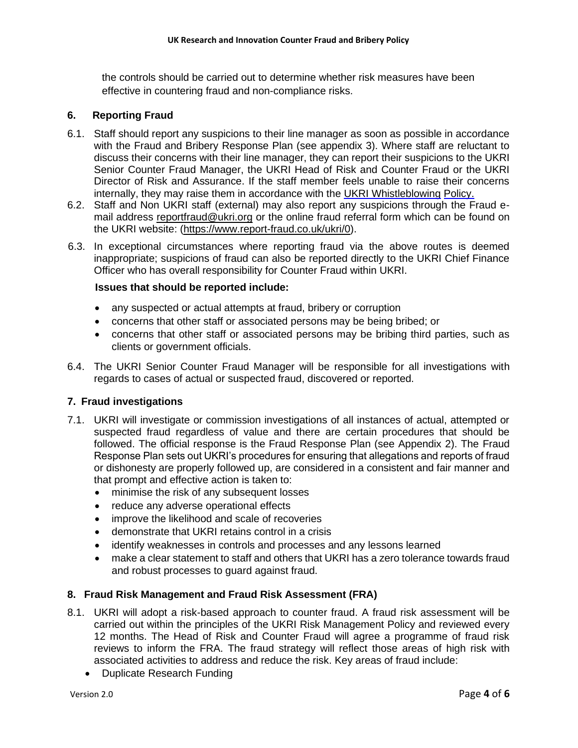the controls should be carried out to determine whether risk measures have been effective in countering fraud and non-compliance risks.

## 6. Reporting Fraud

6.1. Staff should report any suspicions to their line manager as soon as possible in accordance with the Fraud and Bribery Response Plan (see appendix 3). Where staff are reluctant to discuss their concerns with their line manager, they can report their suspicions to the UKRI Senior Counter Fraud Manager, the UKRI Head of Risk and Counter Fraud or the UKRI Director of Risk and Assurance. If the staff member feels unable to raise their concerns internally, they may raise them in accordance with the UKRI Whistleblowing Policy.

6.2. Staff and Non UKRI staff (external) may also report any suspicions through the Fraud e-mail address reportfraud@ukri.org or the online fraud referral form which can be found on the UKRI website: (https://www.report-fraud.co.uk/ukri/0).

6.3. In exceptional circumstances where reporting fraud via the above routes is deemed inappropriate; suspicions of fraud can also be reported directly to the UKRI Chief Finance Officer who has overall responsibility for Counter Fraud within UKRI.

**Issues that should be reported include:**

- any suspected or actual attempts at fraud, bribery or corruption
- concerns that other staff or associated persons may be being bribed; or
- concerns that other staff or associated persons may be bribing third parties, such as clients or government officials.

6.4. The UKRI Senior Counter Fraud Manager will be responsible for all investigations with regards to cases of actual or suspected fraud, discovered or reported.

## 7. Fraud investigations

7.1. UKRI will investigate or commission investigations of all instances of actual, attempted or suspected fraud regardless of value and there are certain procedures that should be followed. The official response is the Fraud Response Plan (see Appendix 2). The Fraud Response Plan sets out UKRI's procedures for ensuring that allegations and reports of fraud or dishonesty are properly followed up, are considered in a consistent and fair manner and that prompt and effective action is taken to:

- minimise the risk of any subsequent losses
- reduce any adverse operational effects
- improve the likelihood and scale of recoveries
- demonstrate that UKRI retains control in a crisis
- identify weaknesses in controls and processes and any lessons learned
- make a clear statement to staff and others that UKRI has a zero tolerance towards fraud and robust processes to guard against fraud.

## 8. Fraud Risk Management and Fraud Risk Assessment (FRA)

8.1. UKRI will adopt a risk-based approach to counter fraud. A fraud risk assessment will be carried out within the principles of the UKRI Risk Management Policy and reviewed every 12 months. The Head of Risk and Counter Fraud will agree a programme of fraud risk reviews to inform the FRA. The fraud strategy will reflect those areas of high risk with associated activities to address and reduce the risk. Key areas of fraud include:

- Duplicate Research Funding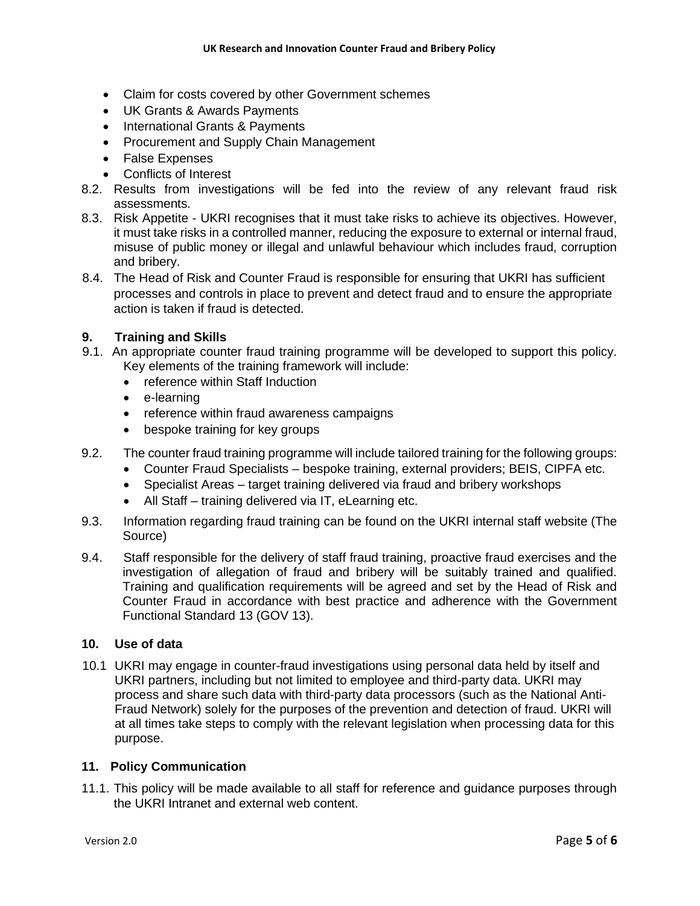- Claim for costs covered by other Government schemes
- UK Grants & Awards Payments
- International Grants & Payments
- Procurement and Supply Chain Management
- False Expenses
- Conflicts of Interest

8.2. Results from investigations will be fed into the review of any relevant fraud risk assessments.

8.3. Risk Appetite - UKRI recognises that it must take risks to achieve its objectives. However, it must take risks in a controlled manner, reducing the exposure to external or internal fraud, misuse of public money or illegal and unlawful behaviour which includes fraud, corruption and bribery.

8.4. The Head of Risk and Counter Fraud is responsible for ensuring that UKRI has sufficient processes and controls in place to prevent and detect fraud and to ensure the appropriate action is taken if fraud is detected.

## 9. Training and Skills

9.1. An appropriate counter fraud training programme will be developed to support this policy. Key elements of the training framework will include:

- reference within Staff Induction
- e-learning
- reference within fraud awareness campaigns
- bespoke training for key groups

9.2. The counter fraud training programme will include tailored training for the following groups:

- Counter Fraud Specialists – bespoke training, external providers; BEIS, CIPFA etc.
- Specialist Areas – target training delivered via fraud and bribery workshops
- All Staff – training delivered via IT, eLearning etc.

9.3. Information regarding fraud training can be found on the UKRI internal staff website (The Source)

9.4. Staff responsible for the delivery of staff fraud training, proactive fraud exercises and the investigation of allegation of fraud and bribery will be suitably trained and qualified. Training and qualification requirements will be agreed and set by the Head of Risk and Counter Fraud in accordance with best practice and adherence with the Government Functional Standard 13 (GOV 13).

## 10. Use of data

10.1 UKRI may engage in counter-fraud investigations using personal data held by itself and UKRI partners, including but not limited to employee and third-party data. UKRI may process and share such data with third-party data processors (such as the National Anti-Fraud Network) solely for the purposes of the prevention and detection of fraud. UKRI will at all times take steps to comply with the relevant legislation when processing data for this purpose.

## 11. Policy Communication

11.1. This policy will be made available to all staff for reference and guidance purposes through the UKRI Intranet and external web content.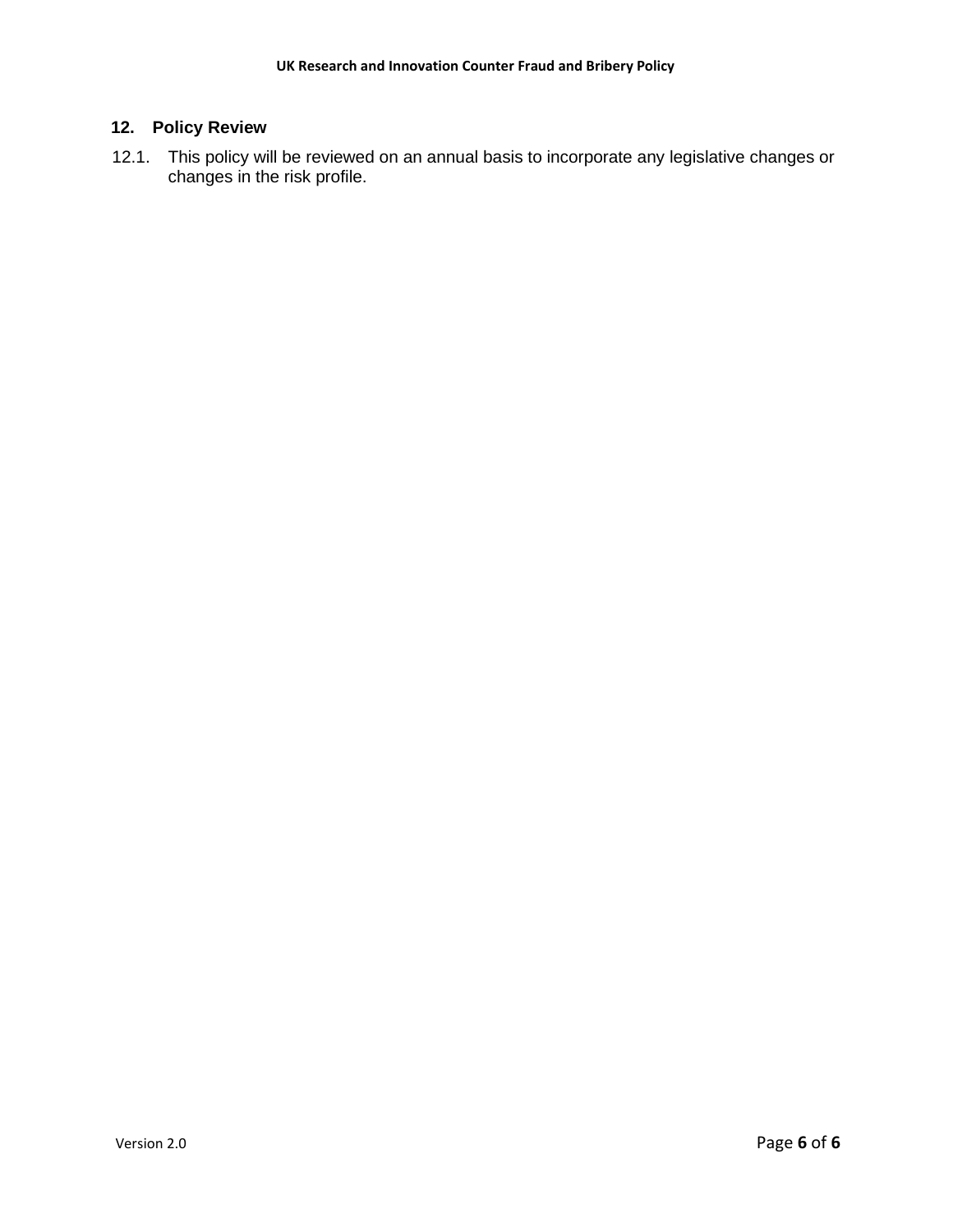## 12. Policy Review

12.1. This policy will be reviewed on an annual basis to incorporate any legislative changes or changes in the risk profile.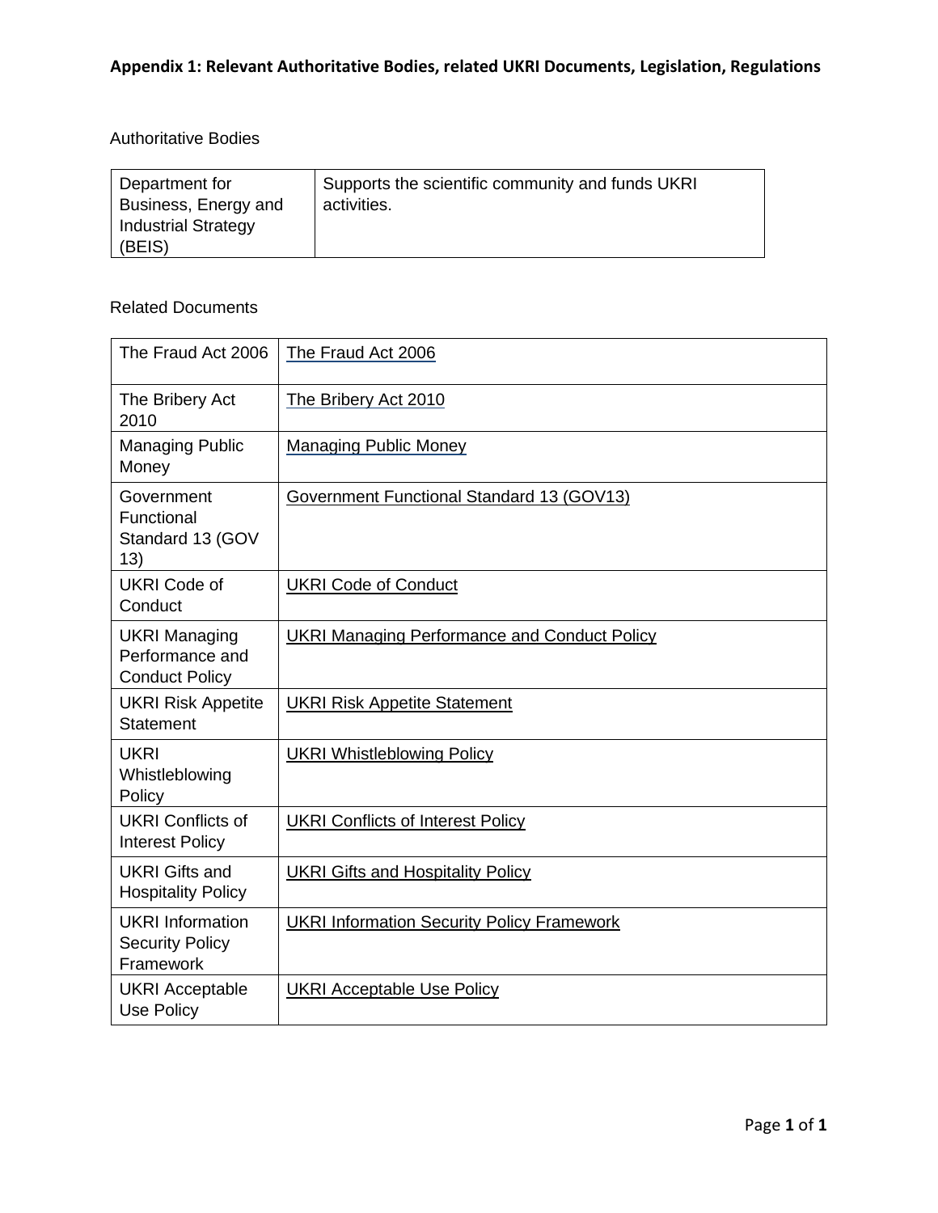## Appendix 1: Relevant Authoritative Bodies, related UKRI Documents, Legislation, Regulations

Authoritative Bodies

| Department for Business, Energy and Industrial Strategy (BEIS) | Supports the scientific community and funds UKRI activities. |
|---|---|

Related Documents

| The Fraud Act 2006 | The Fraud Act 2006 |
|---|---|
| The Bribery Act 2010 | The Bribery Act 2010 |
| Managing Public Money | Managing Public Money |
| Government Functional Standard 13 (GOV 13) | Government Functional Standard 13 (GOV13) |
| UKRI Code of Conduct | UKRI Code of Conduct |
| UKRI Managing Performance and Conduct Policy | UKRI Managing Performance and Conduct Policy |
| UKRI Risk Appetite Statement | UKRI Risk Appetite Statement |
| UKRI Whistleblowing Policy | UKRI Whistleblowing Policy |
| UKRI Conflicts of Interest Policy | UKRI Conflicts of Interest Policy |
| UKRI Gifts and Hospitality Policy | UKRI Gifts and Hospitality Policy |
| UKRI Information Security Policy Framework | UKRI Information Security Policy Framework |
| UKRI Acceptable Use Policy | UKRI Acceptable Use Policy |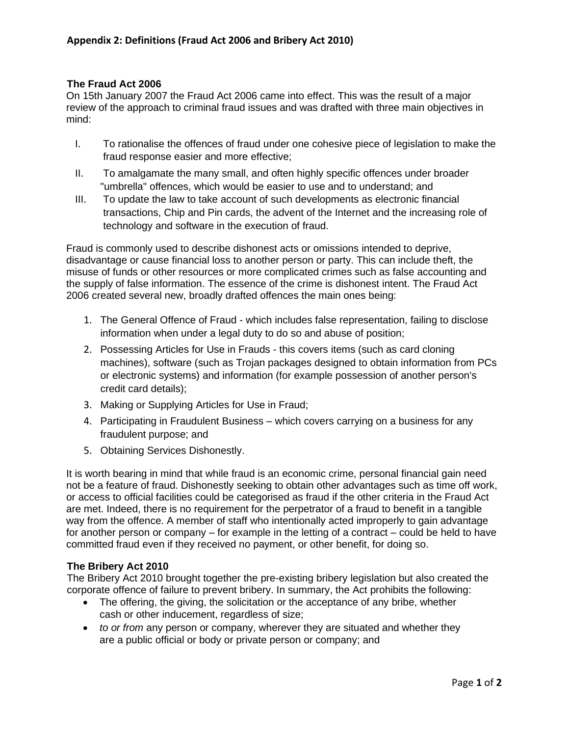## Appendix 2: Definitions (Fraud Act 2006 and Bribery Act 2010)

### The Fraud Act 2006

On 15th January 2007 the Fraud Act 2006 came into effect. This was the result of a major review of the approach to criminal fraud issues and was drafted with three main objectives in mind:

I. To rationalise the offences of fraud under one cohesive piece of legislation to make the fraud response easier and more effective;

II. To amalgamate the many small, and often highly specific offences under broader "umbrella" offences, which would be easier to use and to understand; and

III. To update the law to take account of such developments as electronic financial transactions, Chip and Pin cards, the advent of the Internet and the increasing role of technology and software in the execution of fraud.

Fraud is commonly used to describe dishonest acts or omissions intended to deprive, disadvantage or cause financial loss to another person or party. This can include theft, the misuse of funds or other resources or more complicated crimes such as false accounting and the supply of false information. The essence of the crime is dishonest intent. The Fraud Act 2006 created several new, broadly drafted offences the main ones being:

1. The General Offence of Fraud - which includes false representation, failing to disclose information when under a legal duty to do so and abuse of position;
2. Possessing Articles for Use in Frauds - this covers items (such as card cloning machines), software (such as Trojan packages designed to obtain information from PCs or electronic systems) and information (for example possession of another person's credit card details);
3. Making or Supplying Articles for Use in Fraud;
4. Participating in Fraudulent Business – which covers carrying on a business for any fraudulent purpose; and
5. Obtaining Services Dishonestly.

It is worth bearing in mind that while fraud is an economic crime, personal financial gain need not be a feature of fraud. Dishonestly seeking to obtain other advantages such as time off work, or access to official facilities could be categorised as fraud if the other criteria in the Fraud Act are met. Indeed, there is no requirement for the perpetrator of a fraud to benefit in a tangible way from the offence. A member of staff who intentionally acted improperly to gain advantage for another person or company – for example in the letting of a contract – could be held to have committed fraud even if they received no payment, or other benefit, for doing so.

### The Bribery Act 2010

The Bribery Act 2010 brought together the pre-existing bribery legislation but also created the corporate offence of failure to prevent bribery. In summary, the Act prohibits the following:

- The offering, the giving, the solicitation or the acceptance of any bribe, whether cash or other inducement, regardless of size;
- *to or from* any person or company, wherever they are situated and whether they are a public official or body or private person or company; and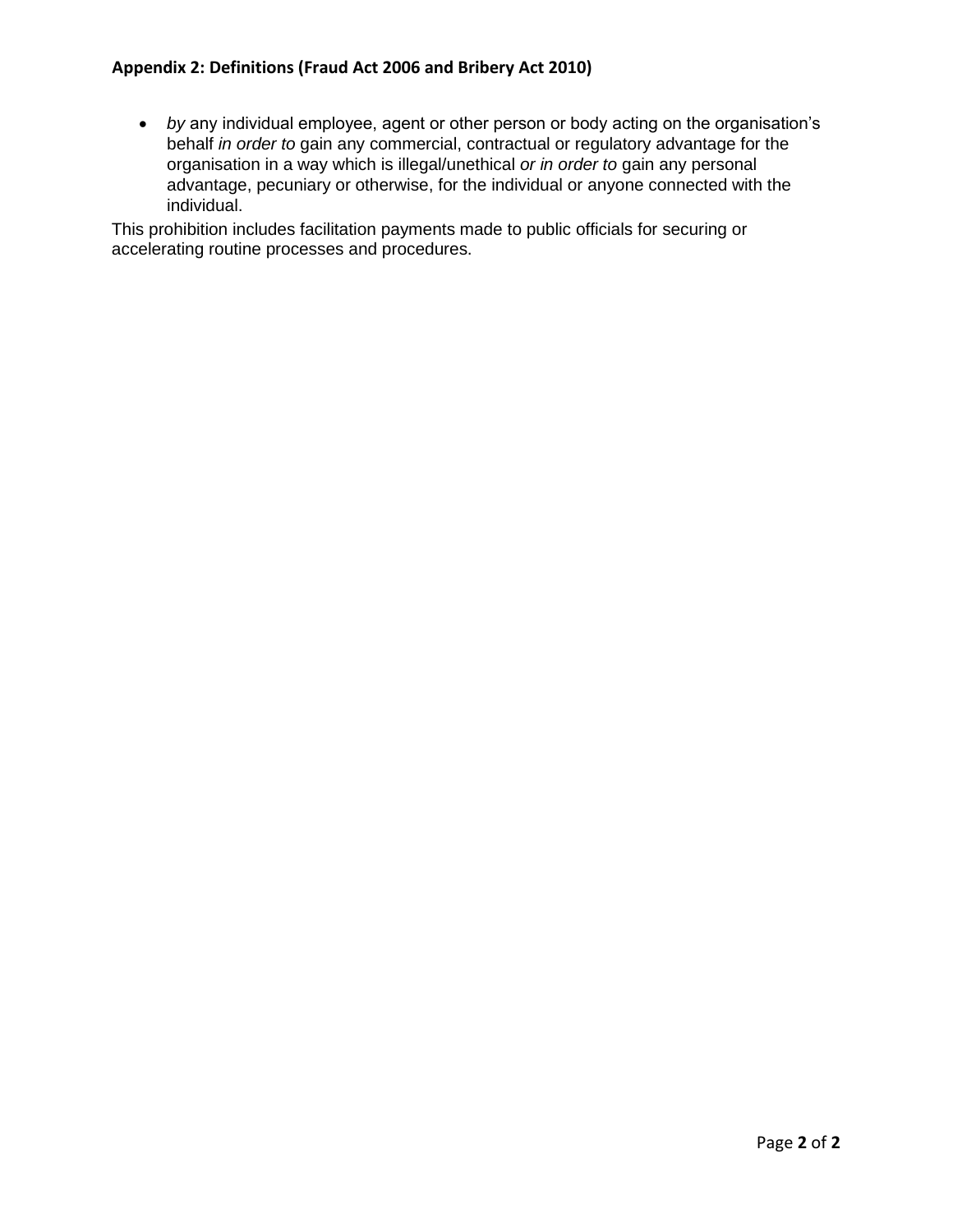**Appendix 2: Definitions (Fraud Act 2006 and Bribery Act 2010)**

- *by* any individual employee, agent or other person or body acting on the organisation's behalf *in order to* gain any commercial, contractual or regulatory advantage for the organisation in a way which is illegal/unethical *or in order to* gain any personal advantage, pecuniary or otherwise, for the individual or anyone connected with the individual.

This prohibition includes facilitation payments made to public officials for securing or accelerating routine processes and procedures.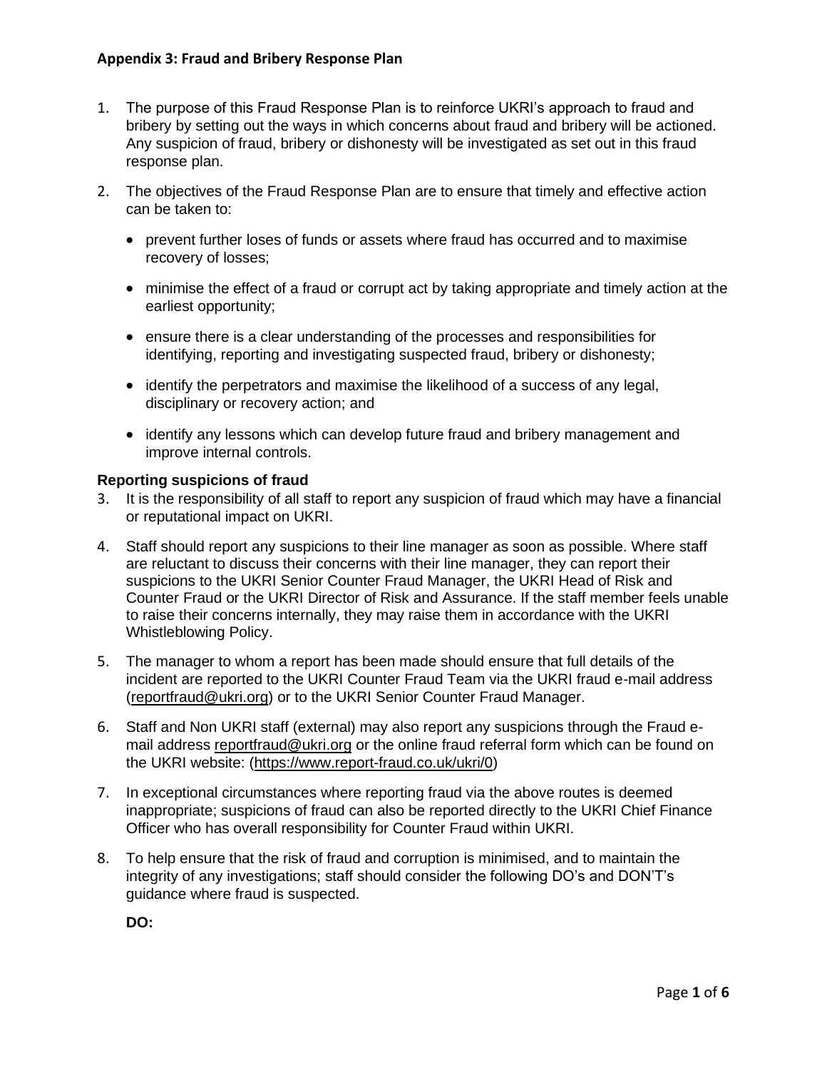### Appendix 3: Fraud and Bribery Response Plan

1. The purpose of this Fraud Response Plan is to reinforce UKRI's approach to fraud and bribery by setting out the ways in which concerns about fraud and bribery will be actioned. Any suspicion of fraud, bribery or dishonesty will be investigated as set out in this fraud response plan.

2. The objectives of the Fraud Response Plan are to ensure that timely and effective action can be taken to:

   - prevent further loses of funds or assets where fraud has occurred and to maximise recovery of losses;
   - minimise the effect of a fraud or corrupt act by taking appropriate and timely action at the earliest opportunity;
   - ensure there is a clear understanding of the processes and responsibilities for identifying, reporting and investigating suspected fraud, bribery or dishonesty;
   - identify the perpetrators and maximise the likelihood of a success of any legal, disciplinary or recovery action; and
   - identify any lessons which can develop future fraud and bribery management and improve internal controls.

**Reporting suspicions of fraud**

3. It is the responsibility of all staff to report any suspicion of fraud which may have a financial or reputational impact on UKRI.

4. Staff should report any suspicions to their line manager as soon as possible. Where staff are reluctant to discuss their concerns with their line manager, they can report their suspicions to the UKRI Senior Counter Fraud Manager, the UKRI Head of Risk and Counter Fraud or the UKRI Director of Risk and Assurance. If the staff member feels unable to raise their concerns internally, they may raise them in accordance with the UKRI Whistleblowing Policy.

5. The manager to whom a report has been made should ensure that full details of the incident are reported to the UKRI Counter Fraud Team via the UKRI fraud e-mail address (reportfraud@ukri.org) or to the UKRI Senior Counter Fraud Manager.

6. Staff and Non UKRI staff (external) may also report any suspicions through the Fraud e-mail address reportfraud@ukri.org or the online fraud referral form which can be found on the UKRI website: (https://www.report-fraud.co.uk/ukri/0)

7. In exceptional circumstances where reporting fraud via the above routes is deemed inappropriate; suspicions of fraud can also be reported directly to the UKRI Chief Finance Officer who has overall responsibility for Counter Fraud within UKRI.

8. To help ensure that the risk of fraud and corruption is minimised, and to maintain the integrity of any investigations; staff should consider the following DO's and DON'T's guidance where fraud is suspected.

   **DO:**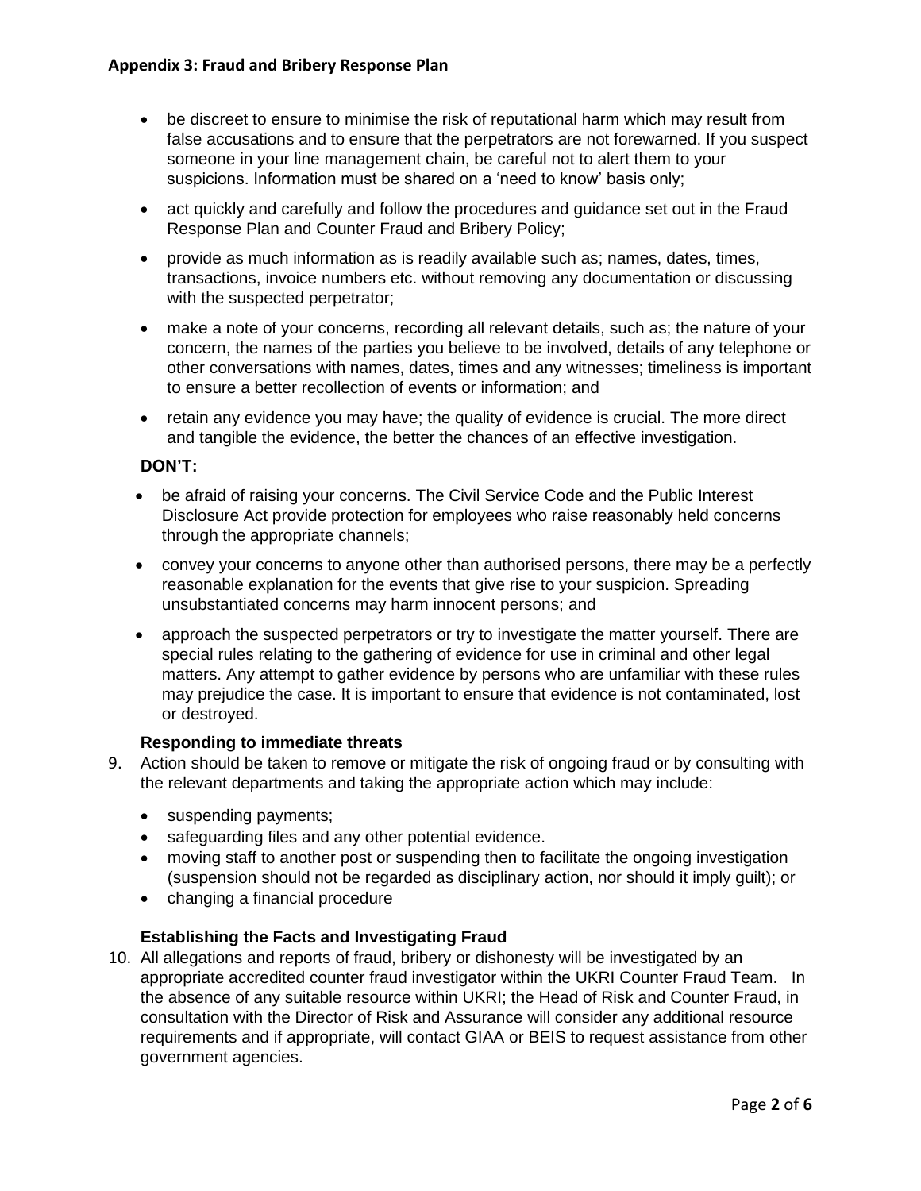- be discreet to ensure to minimise the risk of reputational harm which may result from false accusations and to ensure that the perpetrators are not forewarned. If you suspect someone in your line management chain, be careful not to alert them to your suspicions. Information must be shared on a 'need to know' basis only;
- act quickly and carefully and follow the procedures and guidance set out in the Fraud Response Plan and Counter Fraud and Bribery Policy;
- provide as much information as is readily available such as; names, dates, times, transactions, invoice numbers etc. without removing any documentation or discussing with the suspected perpetrator;
- make a note of your concerns, recording all relevant details, such as; the nature of your concern, the names of the parties you believe to be involved, details of any telephone or other conversations with names, dates, times and any witnesses; timeliness is important to ensure a better recollection of events or information; and
- retain any evidence you may have; the quality of evidence is crucial. The more direct and tangible the evidence, the better the chances of an effective investigation.

**DON'T:**

- be afraid of raising your concerns. The Civil Service Code and the Public Interest Disclosure Act provide protection for employees who raise reasonably held concerns through the appropriate channels;
- convey your concerns to anyone other than authorised persons, there may be a perfectly reasonable explanation for the events that give rise to your suspicion. Spreading unsubstantiated concerns may harm innocent persons; and
- approach the suspected perpetrators or try to investigate the matter yourself. There are special rules relating to the gathering of evidence for use in criminal and other legal matters. Any attempt to gather evidence by persons who are unfamiliar with these rules may prejudice the case. It is important to ensure that evidence is not contaminated, lost or destroyed.

**Responding to immediate threats**

9. Action should be taken to remove or mitigate the risk of ongoing fraud or by consulting with the relevant departments and taking the appropriate action which may include:
   - suspending payments;
   - safeguarding files and any other potential evidence.
   - moving staff to another post or suspending then to facilitate the ongoing investigation (suspension should not be regarded as disciplinary action, nor should it imply guilt); or
   - changing a financial procedure

**Establishing the Facts and Investigating Fraud**

10. All allegations and reports of fraud, bribery or dishonesty will be investigated by an appropriate accredited counter fraud investigator within the UKRI Counter Fraud Team. In the absence of any suitable resource within UKRI; the Head of Risk and Counter Fraud, in consultation with the Director of Risk and Assurance will consider any additional resource requirements and if appropriate, will contact GIAA or BEIS to request assistance from other government agencies.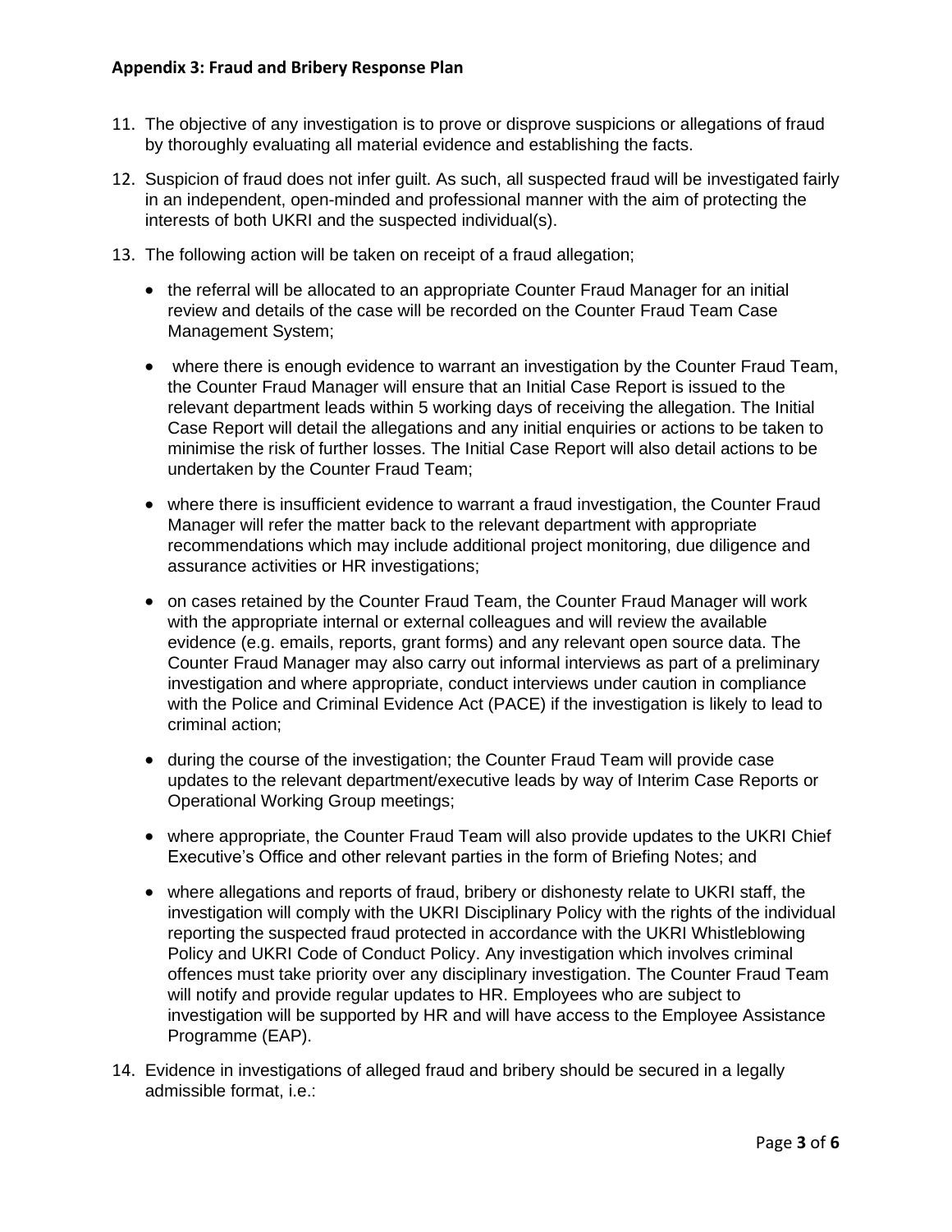**Appendix 3: Fraud and Bribery Response Plan**

11. The objective of any investigation is to prove or disprove suspicions or allegations of fraud by thoroughly evaluating all material evidence and establishing the facts.

12. Suspicion of fraud does not infer guilt. As such, all suspected fraud will be investigated fairly in an independent, open-minded and professional manner with the aim of protecting the interests of both UKRI and the suspected individual(s).

13. The following action will be taken on receipt of a fraud allegation;

    - the referral will be allocated to an appropriate Counter Fraud Manager for an initial review and details of the case will be recorded on the Counter Fraud Team Case Management System;
    - where there is enough evidence to warrant an investigation by the Counter Fraud Team, the Counter Fraud Manager will ensure that an Initial Case Report is issued to the relevant department leads within 5 working days of receiving the allegation. The Initial Case Report will detail the allegations and any initial enquiries or actions to be taken to minimise the risk of further losses. The Initial Case Report will also detail actions to be undertaken by the Counter Fraud Team;
    - where there is insufficient evidence to warrant a fraud investigation, the Counter Fraud Manager will refer the matter back to the relevant department with appropriate recommendations which may include additional project monitoring, due diligence and assurance activities or HR investigations;
    - on cases retained by the Counter Fraud Team, the Counter Fraud Manager will work with the appropriate internal or external colleagues and will review the available evidence (e.g. emails, reports, grant forms) and any relevant open source data. The Counter Fraud Manager may also carry out informal interviews as part of a preliminary investigation and where appropriate, conduct interviews under caution in compliance with the Police and Criminal Evidence Act (PACE) if the investigation is likely to lead to criminal action;
    - during the course of the investigation; the Counter Fraud Team will provide case updates to the relevant department/executive leads by way of Interim Case Reports or Operational Working Group meetings;
    - where appropriate, the Counter Fraud Team will also provide updates to the UKRI Chief Executive's Office and other relevant parties in the form of Briefing Notes; and
    - where allegations and reports of fraud, bribery or dishonesty relate to UKRI staff, the investigation will comply with the UKRI Disciplinary Policy with the rights of the individual reporting the suspected fraud protected in accordance with the UKRI Whistleblowing Policy and UKRI Code of Conduct Policy. Any investigation which involves criminal offences must take priority over any disciplinary investigation. The Counter Fraud Team will notify and provide regular updates to HR. Employees who are subject to investigation will be supported by HR and will have access to the Employee Assistance Programme (EAP).

14. Evidence in investigations of alleged fraud and bribery should be secured in a legally admissible format, i.e.: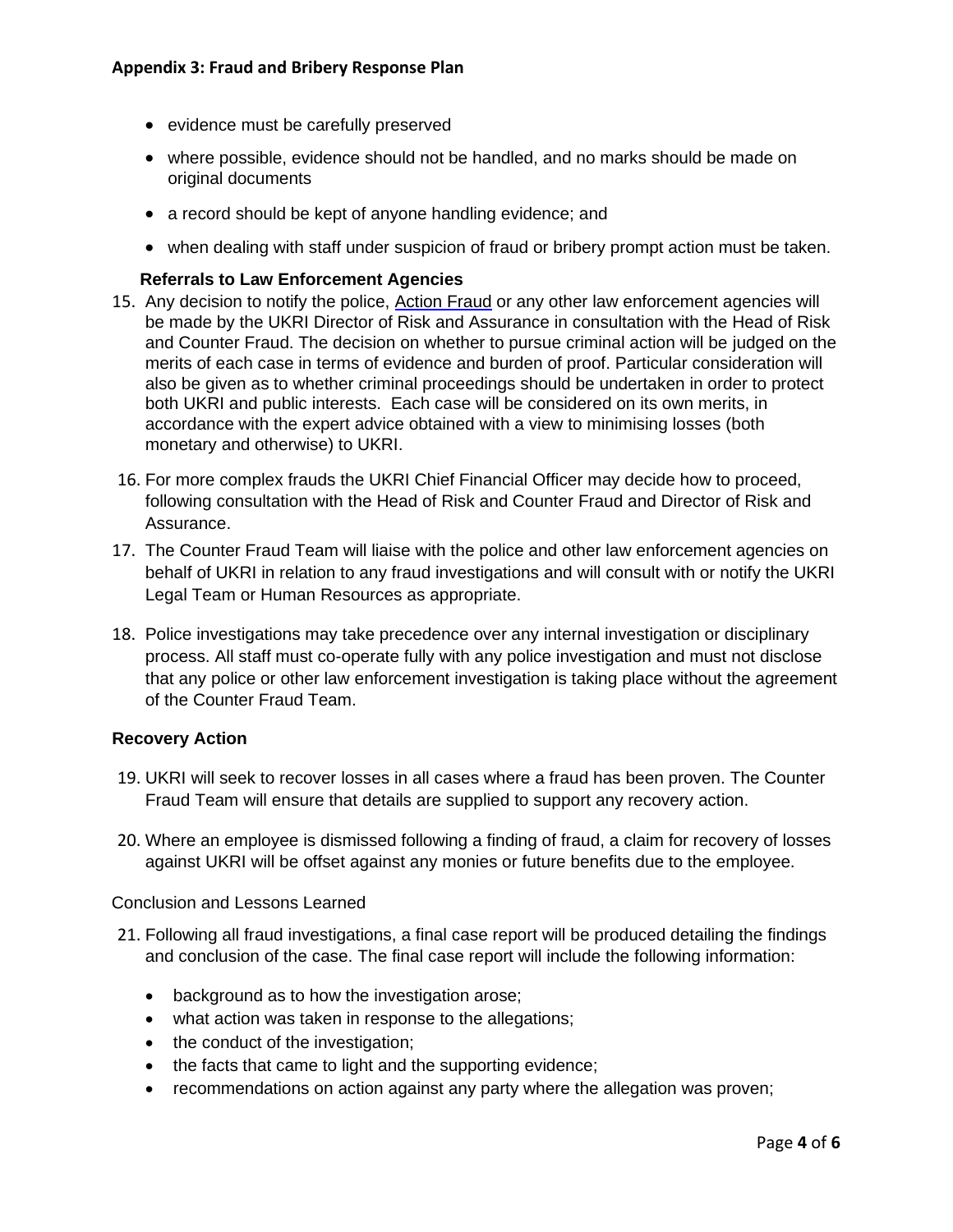- evidence must be carefully preserved
- where possible, evidence should not be handled, and no marks should be made on original documents
- a record should be kept of anyone handling evidence; and
- when dealing with staff under suspicion of fraud or bribery prompt action must be taken.

**Referrals to Law Enforcement Agencies**

15. Any decision to notify the police, Action Fraud or any other law enforcement agencies will be made by the UKRI Director of Risk and Assurance in consultation with the Head of Risk and Counter Fraud. The decision on whether to pursue criminal action will be judged on the merits of each case in terms of evidence and burden of proof. Particular consideration will also be given as to whether criminal proceedings should be undertaken in order to protect both UKRI and public interests. Each case will be considered on its own merits, in accordance with the expert advice obtained with a view to minimising losses (both monetary and otherwise) to UKRI.
16. For more complex frauds the UKRI Chief Financial Officer may decide how to proceed, following consultation with the Head of Risk and Counter Fraud and Director of Risk and Assurance.
17. The Counter Fraud Team will liaise with the police and other law enforcement agencies on behalf of UKRI in relation to any fraud investigations and will consult with or notify the UKRI Legal Team or Human Resources as appropriate.
18. Police investigations may take precedence over any internal investigation or disciplinary process. All staff must co-operate fully with any police investigation and must not disclose that any police or other law enforcement investigation is taking place without the agreement of the Counter Fraud Team.

**Recovery Action**

19. UKRI will seek to recover losses in all cases where a fraud has been proven. The Counter Fraud Team will ensure that details are supplied to support any recovery action.
20. Where an employee is dismissed following a finding of fraud, a claim for recovery of losses against UKRI will be offset against any monies or future benefits due to the employee.

Conclusion and Lessons Learned

21. Following all fraud investigations, a final case report will be produced detailing the findings and conclusion of the case. The final case report will include the following information:
    - background as to how the investigation arose;
    - what action was taken in response to the allegations;
    - the conduct of the investigation;
    - the facts that came to light and the supporting evidence;
    - recommendations on action against any party where the allegation was proven;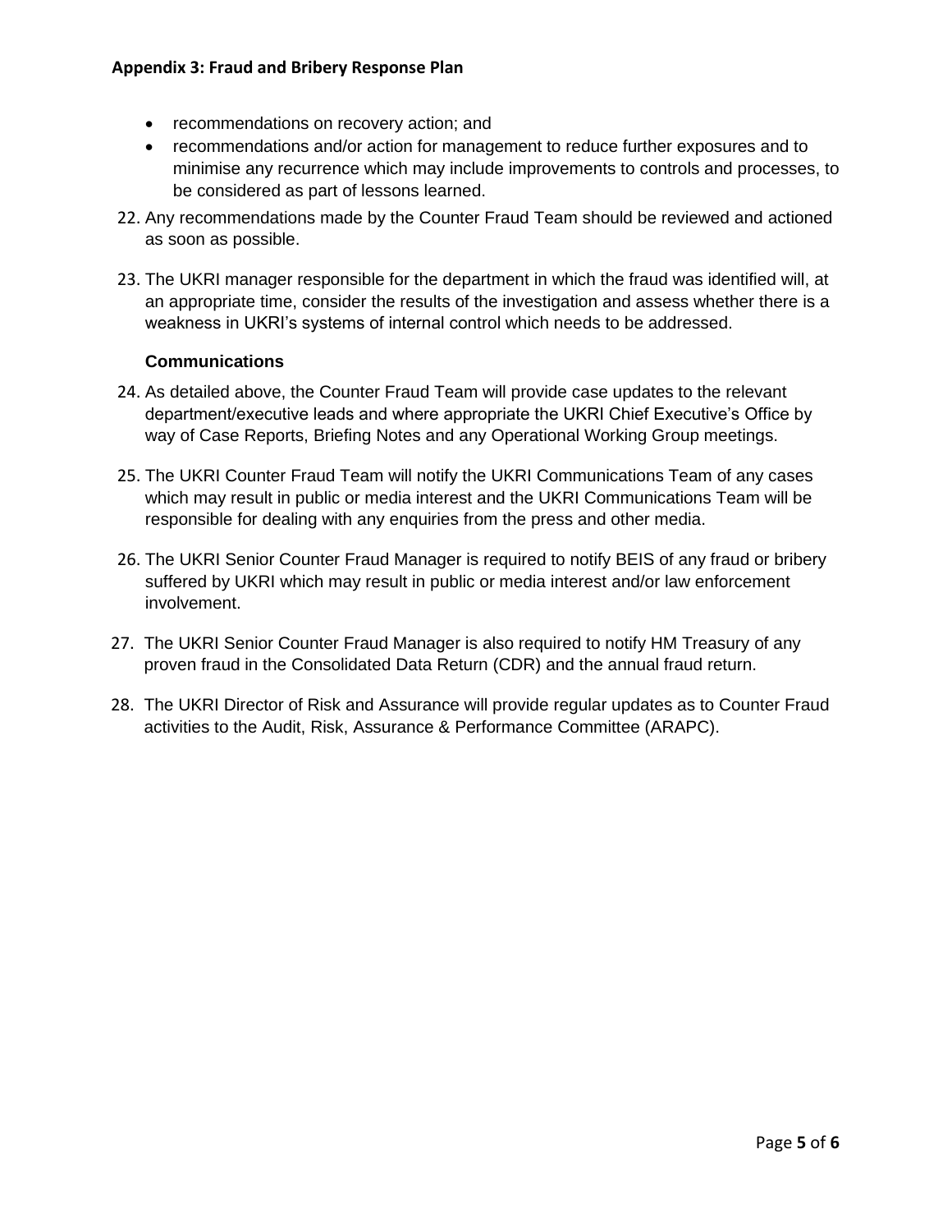- recommendations on recovery action; and
- recommendations and/or action for management to reduce further exposures and to minimise any recurrence which may include improvements to controls and processes, to be considered as part of lessons learned.

22. Any recommendations made by the Counter Fraud Team should be reviewed and actioned as soon as possible.

23. The UKRI manager responsible for the department in which the fraud was identified will, at an appropriate time, consider the results of the investigation and assess whether there is a weakness in UKRI's systems of internal control which needs to be addressed.

**Communications**

24. As detailed above, the Counter Fraud Team will provide case updates to the relevant department/executive leads and where appropriate the UKRI Chief Executive's Office by way of Case Reports, Briefing Notes and any Operational Working Group meetings.

25. The UKRI Counter Fraud Team will notify the UKRI Communications Team of any cases which may result in public or media interest and the UKRI Communications Team will be responsible for dealing with any enquiries from the press and other media.

26. The UKRI Senior Counter Fraud Manager is required to notify BEIS of any fraud or bribery suffered by UKRI which may result in public or media interest and/or law enforcement involvement.

27. The UKRI Senior Counter Fraud Manager is also required to notify HM Treasury of any proven fraud in the Consolidated Data Return (CDR) and the annual fraud return.

28. The UKRI Director of Risk and Assurance will provide regular updates as to Counter Fraud activities to the Audit, Risk, Assurance & Performance Committee (ARAPC).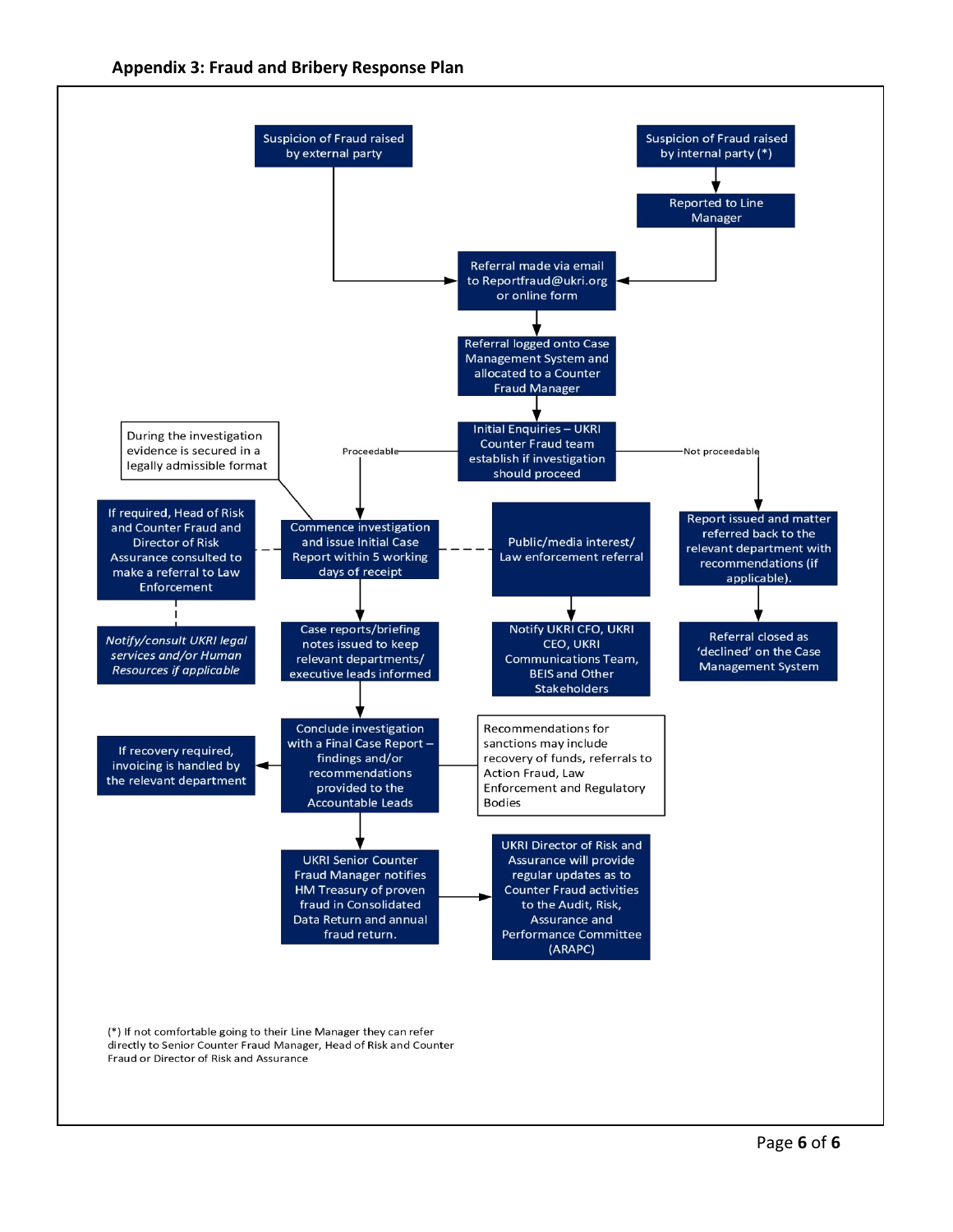**Appendix 3: Fraud and Bribery Response Plan**

Suspicion of Fraud raised by external party

Suspicion of Fraud raised by internal party (*)

Reported to Line Manager

Referral made via email to Reportfraud@ukri.org or online form

Referral logged onto Case Management System and allocated to a Counter Fraud Manager

Initial Enquiries – UKRI Counter Fraud team establish if investigation should proceed

Proceedable

Not proceedable

During the investigation evidence is secured in a legally admissible format

If required, Head of Risk and Counter Fraud and Director of Risk Assurance consulted to make a referral to Law Enforcement

*Notify/consult UKRI legal services and/or Human Resources if applicable*

Commence investigation and issue Initial Case Report within 5 working days of receipt

Public/media interest/ Law enforcement referral

Notify UKRI CFO, UKRI CEO, UKRI Communications Team, BEIS and Other Stakeholders

Report issued and matter referred back to the relevant department with recommendations (if applicable).

Referral closed as 'declined' on the Case Management System

Case reports/briefing notes issued to keep relevant departments/ executive leads informed

Conclude investigation with a Final Case Report – findings and/or recommendations provided to the Accountable Leads

If recovery required, invoicing is handled by the relevant department

Recommendations for sanctions may include recovery of funds, referrals to Action Fraud, Law Enforcement and Regulatory Bodies

UKRI Senior Counter Fraud Manager notifies HM Treasury of proven fraud in Consolidated Data Return and annual fraud return.

UKRI Director of Risk and Assurance will provide regular updates as to Counter Fraud activities to the Audit, Risk, Assurance and Performance Committee (ARAPC)

(*) If not comfortable going to their Line Manager they can refer directly to Senior Counter Fraud Manager, Head of Risk and Counter Fraud or Director of Risk and Assurance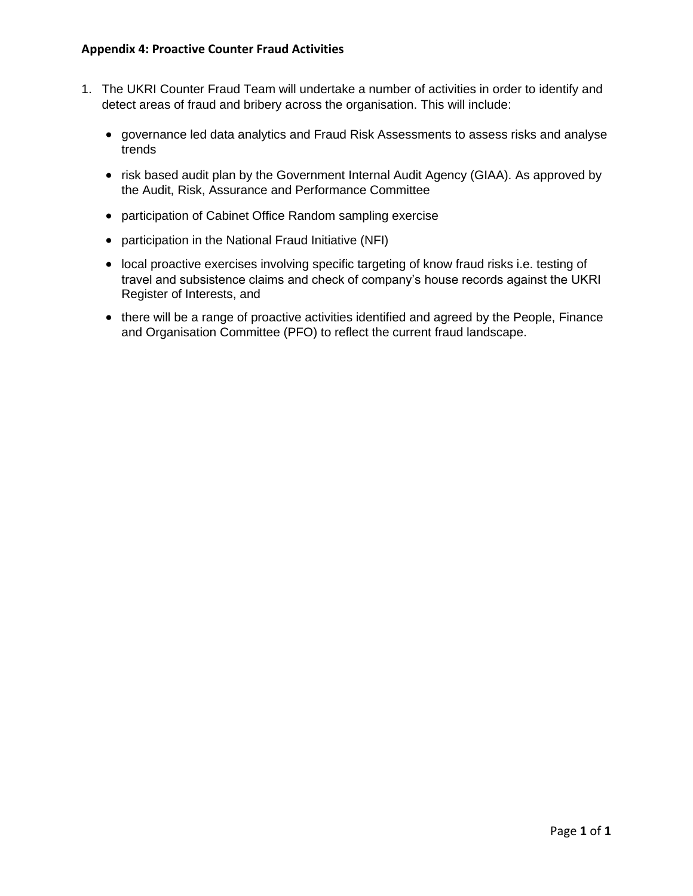**Appendix 4: Proactive Counter Fraud Activities**

1. The UKRI Counter Fraud Team will undertake a number of activities in order to identify and detect areas of fraud and bribery across the organisation. This will include:

   - governance led data analytics and Fraud Risk Assessments to assess risks and analyse trends
   - risk based audit plan by the Government Internal Audit Agency (GIAA). As approved by the Audit, Risk, Assurance and Performance Committee
   - participation of Cabinet Office Random sampling exercise
   - participation in the National Fraud Initiative (NFI)
   - local proactive exercises involving specific targeting of know fraud risks i.e. testing of travel and subsistence claims and check of company's house records against the UKRI Register of Interests, and
   - there will be a range of proactive activities identified and agreed by the People, Finance and Organisation Committee (PFO) to reflect the current fraud landscape.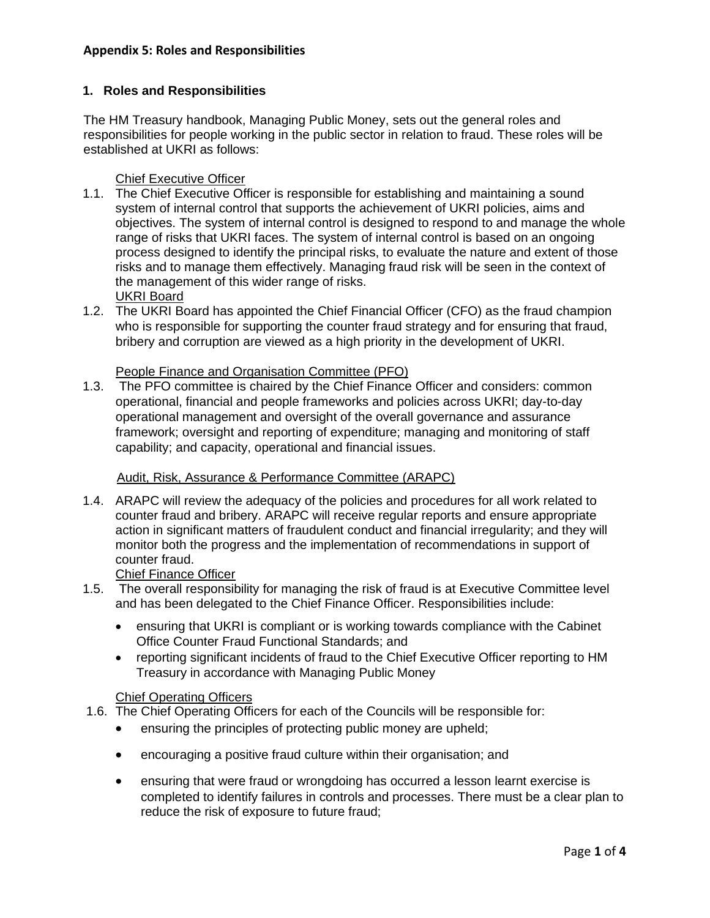## Appendix 5: Roles and Responsibilities

### 1. Roles and Responsibilities

The HM Treasury handbook, Managing Public Money, sets out the general roles and responsibilities for people working in the public sector in relation to fraud. These roles will be established at UKRI as follows:

Chief Executive Officer

1.1. The Chief Executive Officer is responsible for establishing and maintaining a sound system of internal control that supports the achievement of UKRI policies, aims and objectives. The system of internal control is designed to respond to and manage the whole range of risks that UKRI faces. The system of internal control is based on an ongoing process designed to identify the principal risks, to evaluate the nature and extent of those risks and to manage them effectively. Managing fraud risk will be seen in the context of the management of this wider range of risks.

UKRI Board

1.2. The UKRI Board has appointed the Chief Financial Officer (CFO) as the fraud champion who is responsible for supporting the counter fraud strategy and for ensuring that fraud, bribery and corruption are viewed as a high priority in the development of UKRI.

People Finance and Organisation Committee (PFO)

1.3. The PFO committee is chaired by the Chief Finance Officer and considers: common operational, financial and people frameworks and policies across UKRI; day-to-day operational management and oversight of the overall governance and assurance framework; oversight and reporting of expenditure; managing and monitoring of staff capability; and capacity, operational and financial issues.

Audit, Risk, Assurance & Performance Committee (ARAPC)

1.4. ARAPC will review the adequacy of the policies and procedures for all work related to counter fraud and bribery. ARAPC will receive regular reports and ensure appropriate action in significant matters of fraudulent conduct and financial irregularity; and they will monitor both the progress and the implementation of recommendations in support of counter fraud.

Chief Finance Officer

1.5. The overall responsibility for managing the risk of fraud is at Executive Committee level and has been delegated to the Chief Finance Officer. Responsibilities include:

- ensuring that UKRI is compliant or is working towards compliance with the Cabinet Office Counter Fraud Functional Standards; and
- reporting significant incidents of fraud to the Chief Executive Officer reporting to HM Treasury in accordance with Managing Public Money

Chief Operating Officers

1.6. The Chief Operating Officers for each of the Councils will be responsible for:

- ensuring the principles of protecting public money are upheld;
- encouraging a positive fraud culture within their organisation; and
- ensuring that were fraud or wrongdoing has occurred a lesson learnt exercise is completed to identify failures in controls and processes. There must be a clear plan to reduce the risk of exposure to future fraud;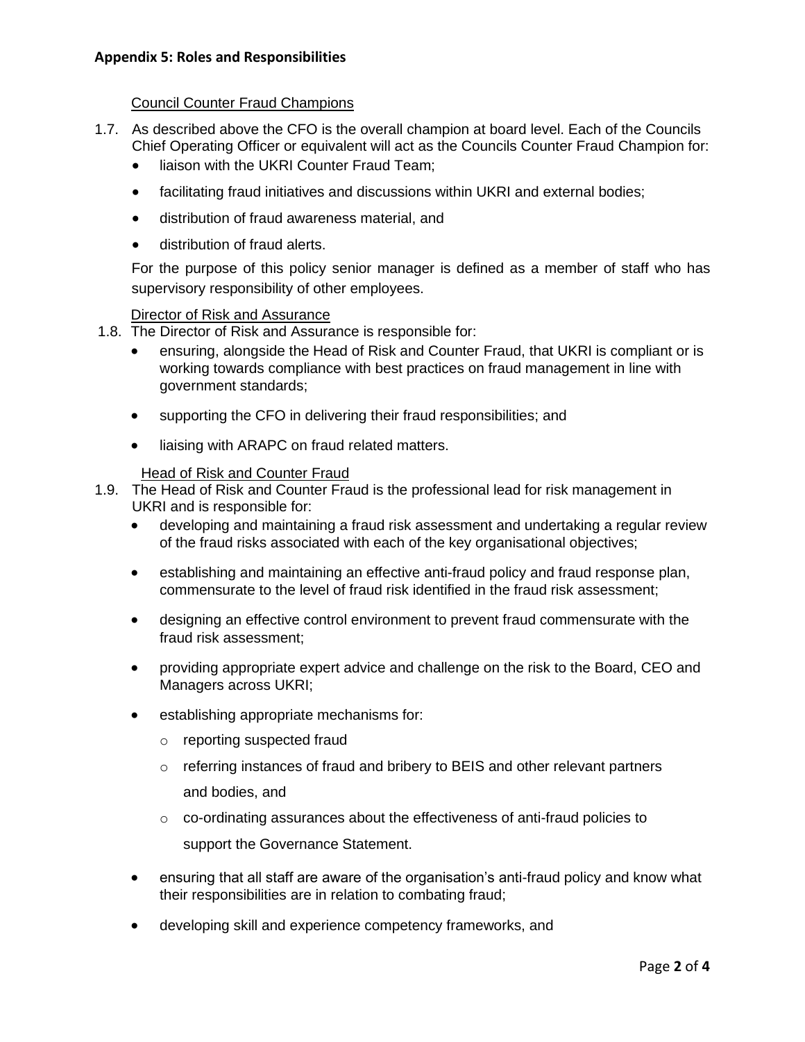## Appendix 5: Roles and Responsibilities

Council Counter Fraud Champions

1.7. As described above the CFO is the overall champion at board level. Each of the Councils Chief Operating Officer or equivalent will act as the Councils Counter Fraud Champion for:

- liaison with the UKRI Counter Fraud Team;
- facilitating fraud initiatives and discussions within UKRI and external bodies;
- distribution of fraud awareness material, and
- distribution of fraud alerts.

For the purpose of this policy senior manager is defined as a member of staff who has supervisory responsibility of other employees.

Director of Risk and Assurance

1.8. The Director of Risk and Assurance is responsible for:

- ensuring, alongside the Head of Risk and Counter Fraud, that UKRI is compliant or is working towards compliance with best practices on fraud management in line with government standards;
- supporting the CFO in delivering their fraud responsibilities; and
- liaising with ARAPC on fraud related matters.

Head of Risk and Counter Fraud

1.9. The Head of Risk and Counter Fraud is the professional lead for risk management in UKRI and is responsible for:

- developing and maintaining a fraud risk assessment and undertaking a regular review of the fraud risks associated with each of the key organisational objectives;
- establishing and maintaining an effective anti-fraud policy and fraud response plan, commensurate to the level of fraud risk identified in the fraud risk assessment;
- designing an effective control environment to prevent fraud commensurate with the fraud risk assessment;
- providing appropriate expert advice and challenge on the risk to the Board, CEO and Managers across UKRI;
- establishing appropriate mechanisms for:
  - reporting suspected fraud
  - referring instances of fraud and bribery to BEIS and other relevant partners and bodies, and
  - co-ordinating assurances about the effectiveness of anti-fraud policies to support the Governance Statement.
- ensuring that all staff are aware of the organisation's anti-fraud policy and know what their responsibilities are in relation to combating fraud;
- developing skill and experience competency frameworks, and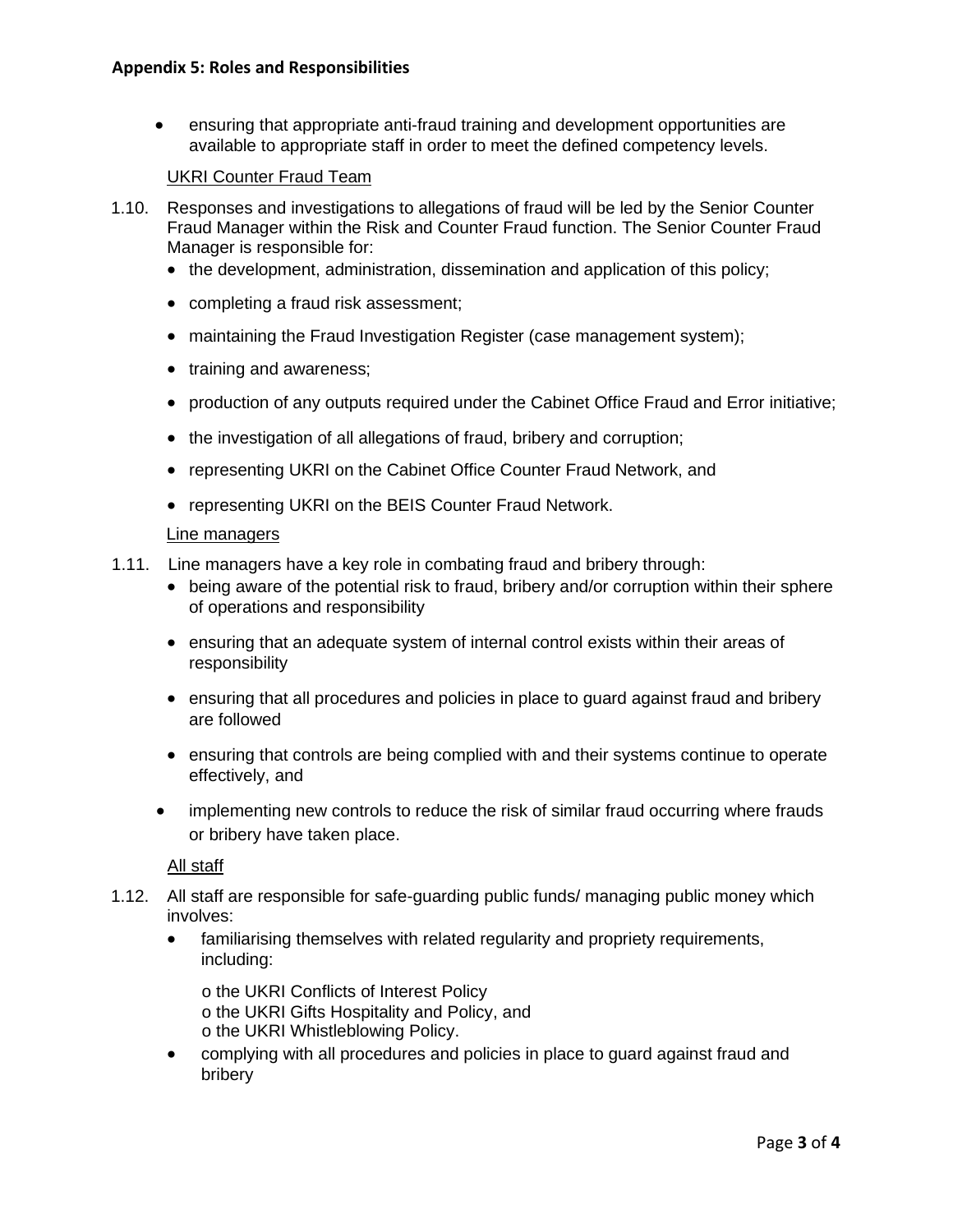## Appendix 5: Roles and Responsibilities

- ensuring that appropriate anti-fraud training and development opportunities are available to appropriate staff in order to meet the defined competency levels.

UKRI Counter Fraud Team

1.10. Responses and investigations to allegations of fraud will be led by the Senior Counter Fraud Manager within the Risk and Counter Fraud function. The Senior Counter Fraud Manager is responsible for:

- the development, administration, dissemination and application of this policy;
- completing a fraud risk assessment;
- maintaining the Fraud Investigation Register (case management system);
- training and awareness;
- production of any outputs required under the Cabinet Office Fraud and Error initiative;
- the investigation of all allegations of fraud, bribery and corruption;
- representing UKRI on the Cabinet Office Counter Fraud Network, and
- representing UKRI on the BEIS Counter Fraud Network.

Line managers

1.11. Line managers have a key role in combating fraud and bribery through:

- being aware of the potential risk to fraud, bribery and/or corruption within their sphere of operations and responsibility
- ensuring that an adequate system of internal control exists within their areas of responsibility
- ensuring that all procedures and policies in place to guard against fraud and bribery are followed
- ensuring that controls are being complied with and their systems continue to operate effectively, and
- implementing new controls to reduce the risk of similar fraud occurring where frauds or bribery have taken place.

All staff

1.12. All staff are responsible for safe-guarding public funds/ managing public money which involves:

- familiarising themselves with related regularity and propriety requirements, including:
  - the UKRI Conflicts of Interest Policy
  - the UKRI Gifts Hospitality and Policy, and
  - the UKRI Whistleblowing Policy.
- complying with all procedures and policies in place to guard against fraud and bribery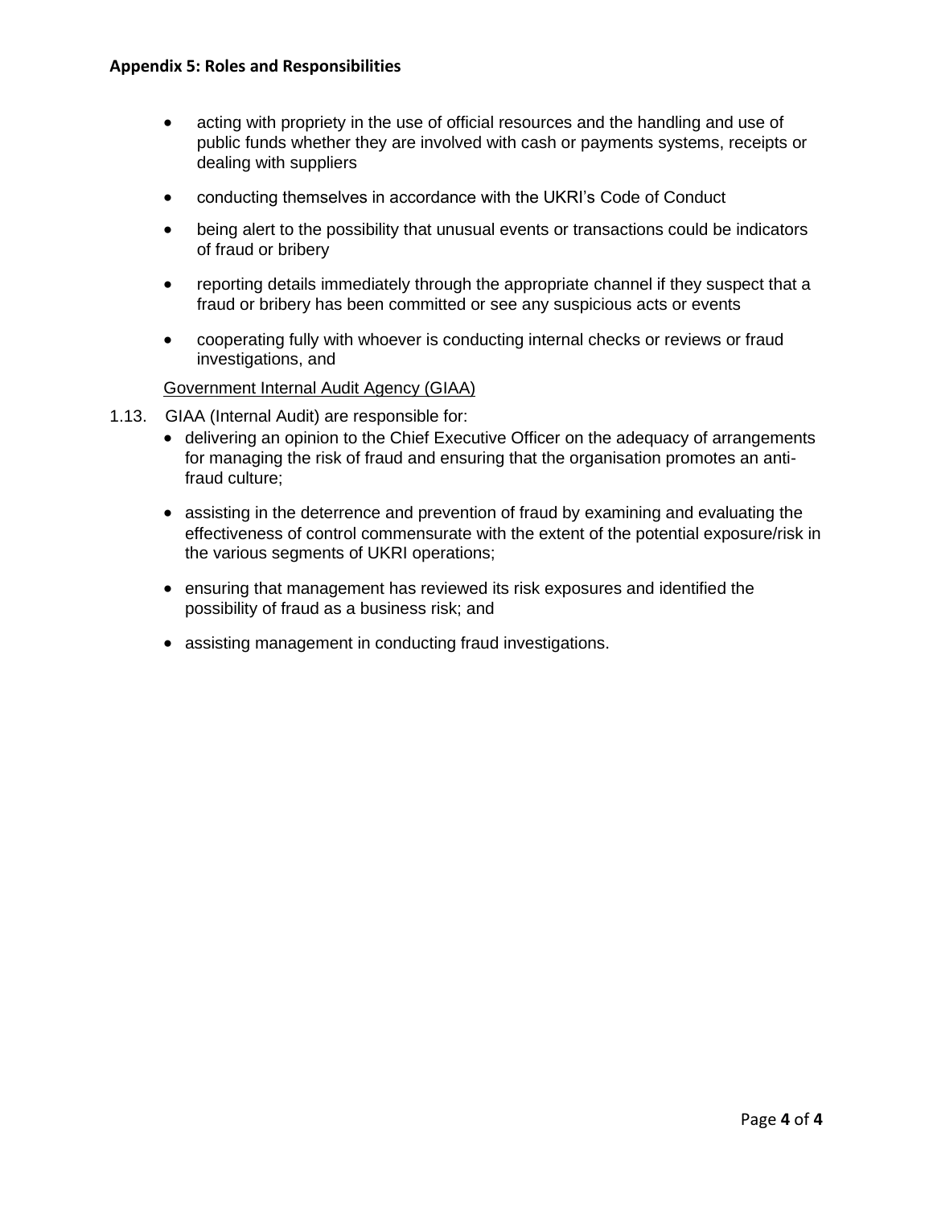## Appendix 5: Roles and Responsibilities

- acting with propriety in the use of official resources and the handling and use of public funds whether they are involved with cash or payments systems, receipts or dealing with suppliers
- conducting themselves in accordance with the UKRI's Code of Conduct
- being alert to the possibility that unusual events or transactions could be indicators of fraud or bribery
- reporting details immediately through the appropriate channel if they suspect that a fraud or bribery has been committed or see any suspicious acts or events
- cooperating fully with whoever is conducting internal checks or reviews or fraud investigations, and

Government Internal Audit Agency (GIAA)

1.13. GIAA (Internal Audit) are responsible for:

- delivering an opinion to the Chief Executive Officer on the adequacy of arrangements for managing the risk of fraud and ensuring that the organisation promotes an anti-fraud culture;
- assisting in the deterrence and prevention of fraud by examining and evaluating the effectiveness of control commensurate with the extent of the potential exposure/risk in the various segments of UKRI operations;
- ensuring that management has reviewed its risk exposures and identified the possibility of fraud as a business risk; and
- assisting management in conducting fraud investigations.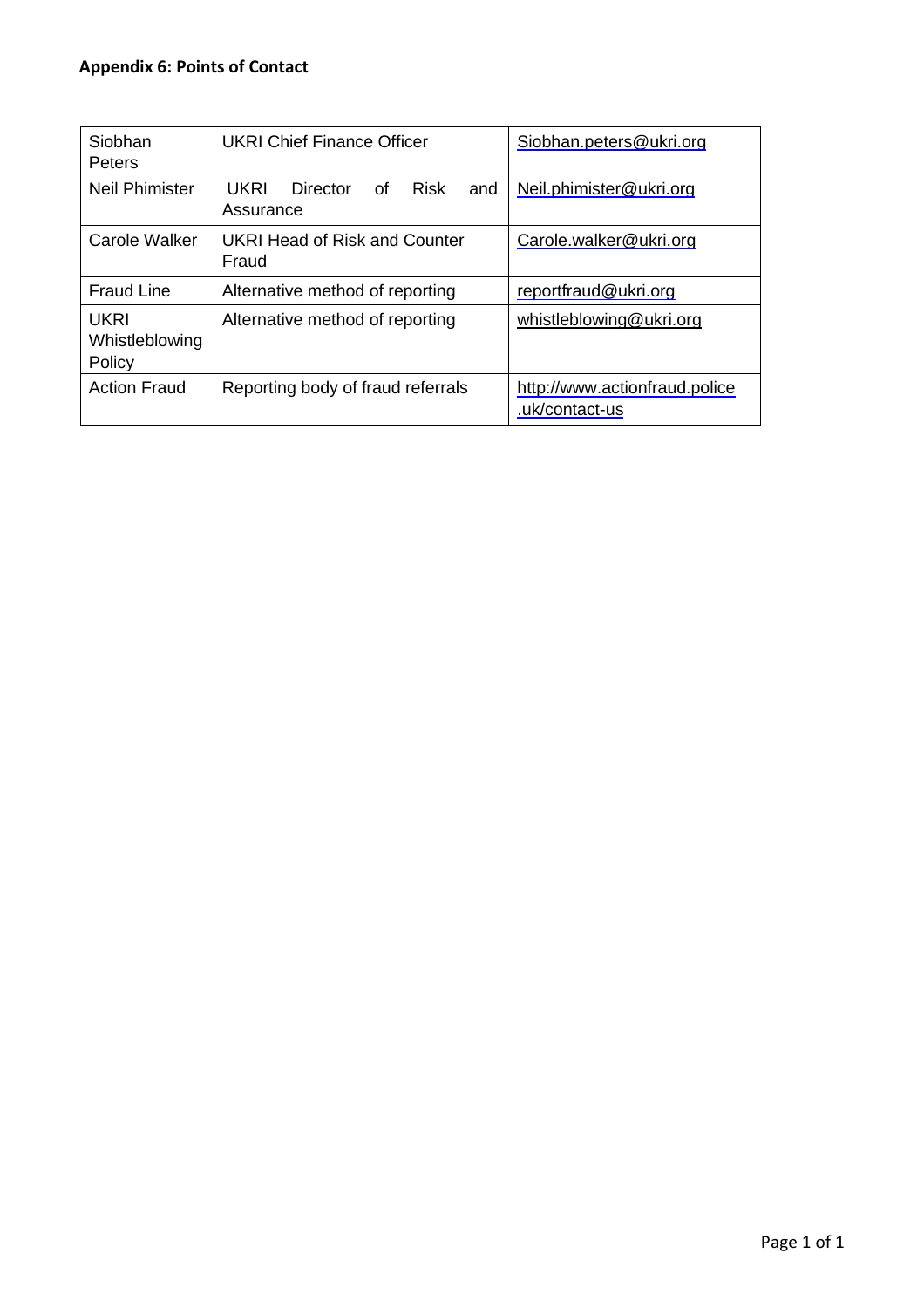**Appendix 6: Points of Contact**

| | | |
|---|---|---|
| Siobhan Peters | UKRI Chief Finance Officer | Siobhan.peters@ukri.org |
| Neil Phimister | UKRI Director of Risk and Assurance | Neil.phimister@ukri.org |
| Carole Walker | UKRI Head of Risk and Counter Fraud | Carole.walker@ukri.org |
| Fraud Line | Alternative method of reporting | reportfraud@ukri.org |
| UKRI Whistleblowing Policy | Alternative method of reporting | whistleblowing@ukri.org |
| Action Fraud | Reporting body of fraud referrals | http://www.actionfraud.police.uk/contact-us |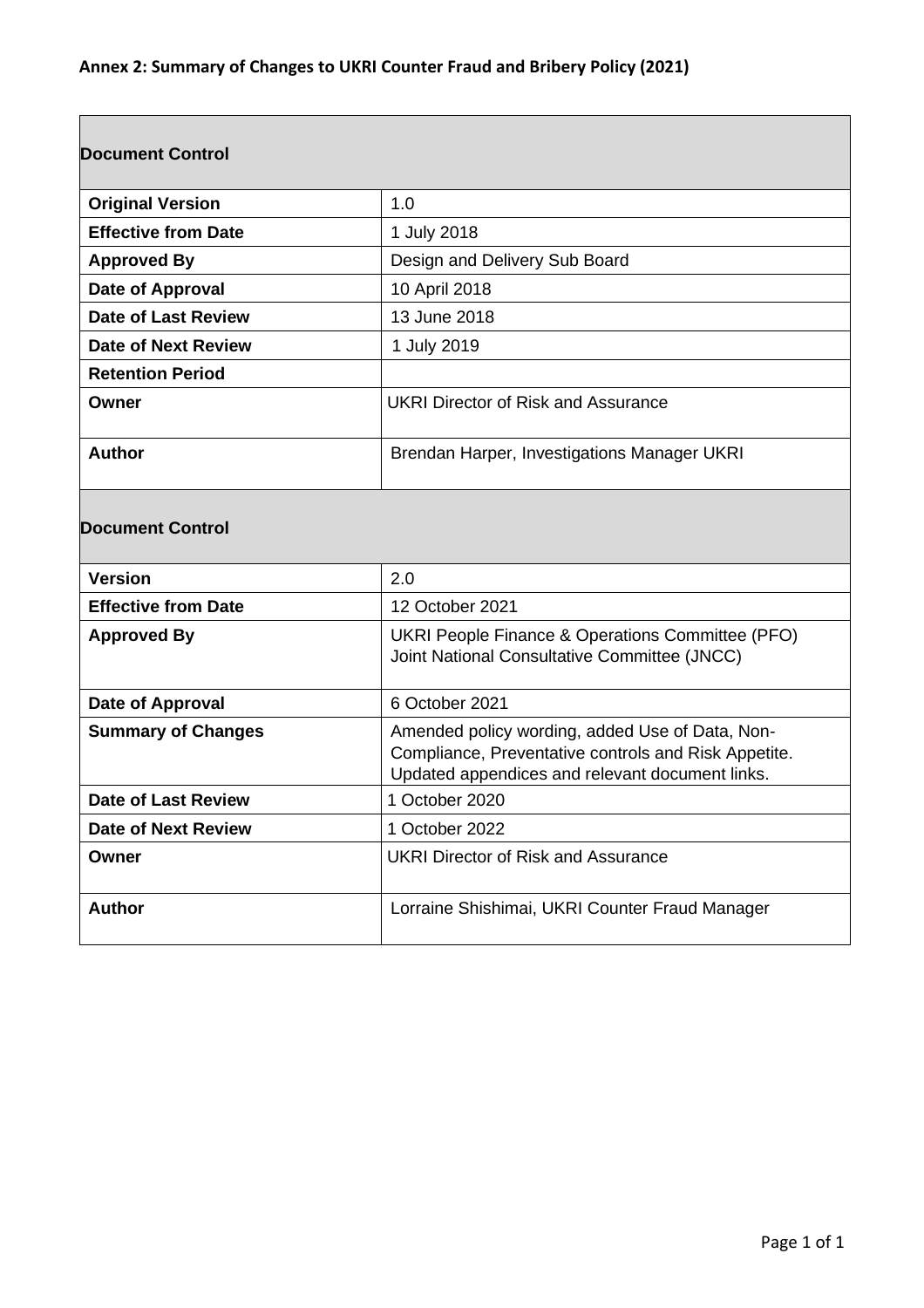**Annex 2: Summary of Changes to UKRI Counter Fraud and Bribery Policy (2021)**

| **Document Control** | |
|---|---|
| **Original Version** | 1.0 |
| **Effective from Date** | 1 July 2018 |
| **Approved By** | Design and Delivery Sub Board |
| **Date of Approval** | 10 April 2018 |
| **Date of Last Review** | 13 June 2018 |
| **Date of Next Review** | 1 July 2019 |
| **Retention Period** | |
| **Owner** | UKRI Director of Risk and Assurance |
| **Author** | Brendan Harper, Investigations Manager UKRI |

| **Document Control** | |
|---|---|
| **Version** | 2.0 |
| **Effective from Date** | 12 October 2021 |
| **Approved By** | UKRI People Finance & Operations Committee (PFO)<br>Joint National Consultative Committee (JNCC) |
| **Date of Approval** | 6 October 2021 |
| **Summary of Changes** | Amended policy wording, added Use of Data, Non-Compliance, Preventative controls and Risk Appetite. Updated appendices and relevant document links. |
| **Date of Last Review** | 1 October 2020 |
| **Date of Next Review** | 1 October 2022 |
| **Owner** | UKRI Director of Risk and Assurance |
| **Author** | Lorraine Shishimai, UKRI Counter Fraud Manager |